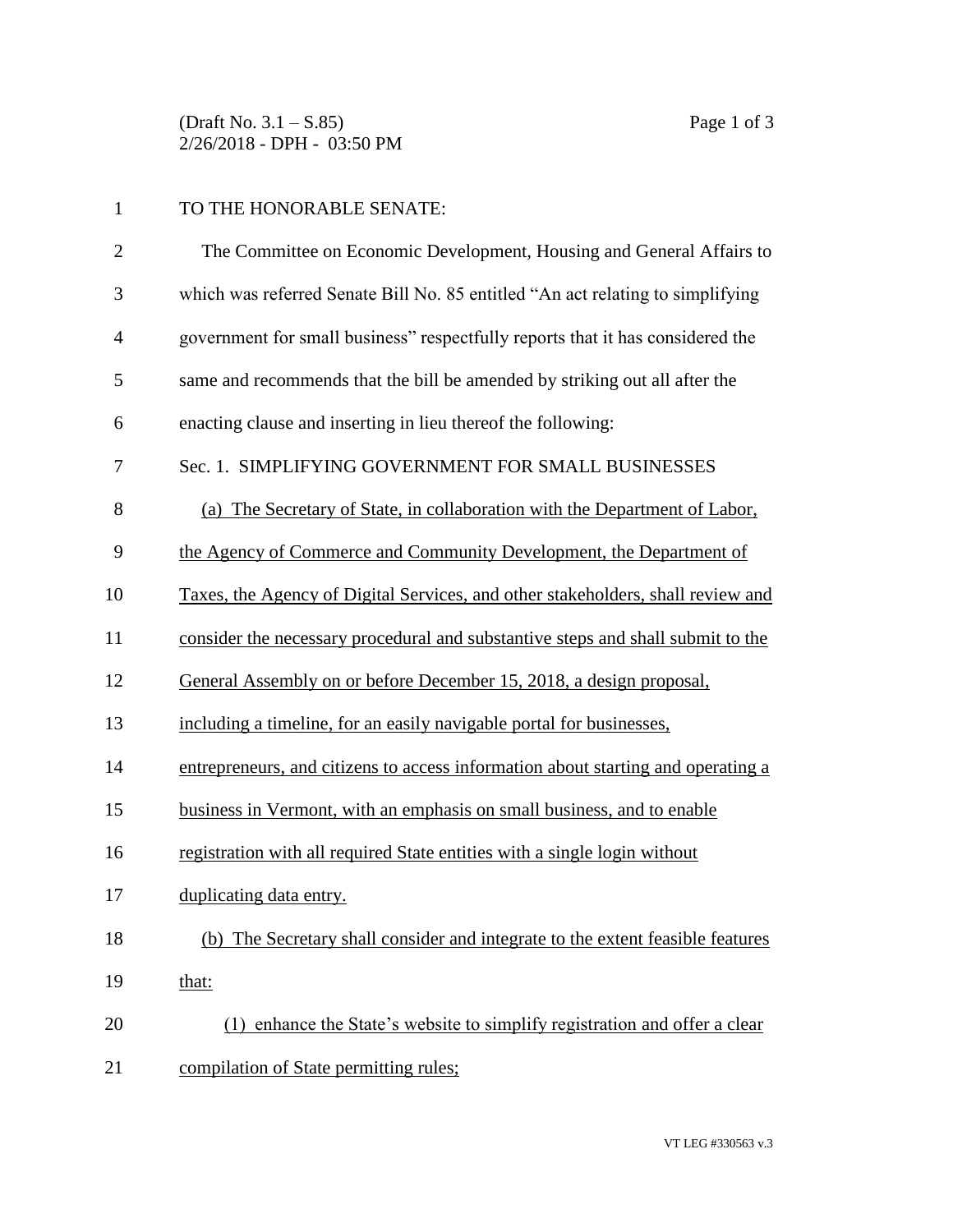TO THE HONORABLE SENATE:

The Committee on Economic Development, Housing and General Affairs to which was referred Senate Bill No. 85 entitled "An act relating to simplifying government for small business" respectfully reports that it has considered the same and recommends that the bill be amended by striking out all after the enacting clause and inserting in lieu thereof the following:

Sec. 1. SIMPLIFYING GOVERNMENT FOR SMALL BUSINESSES

(a) The Secretary of State, in collaboration with the Department of Labor, the Agency of Commerce and Community Development, the Department of Taxes, the Agency of Digital Services, and other stakeholders, shall review and consider the necessary procedural and substantive steps and shall submit to the General Assembly on or before December 15, 2018, a design proposal, including a timeline, for an easily navigable portal for businesses, entrepreneurs, and citizens to access information about starting and operating a business in Vermont, with an emphasis on small business, and to enable registration with all required State entities with a single login without duplicating data entry.

(b) The Secretary shall consider and integrate to the extent feasible features that:

(1) enhance the State's website to simplify registration and offer a clear compilation of State permitting rules;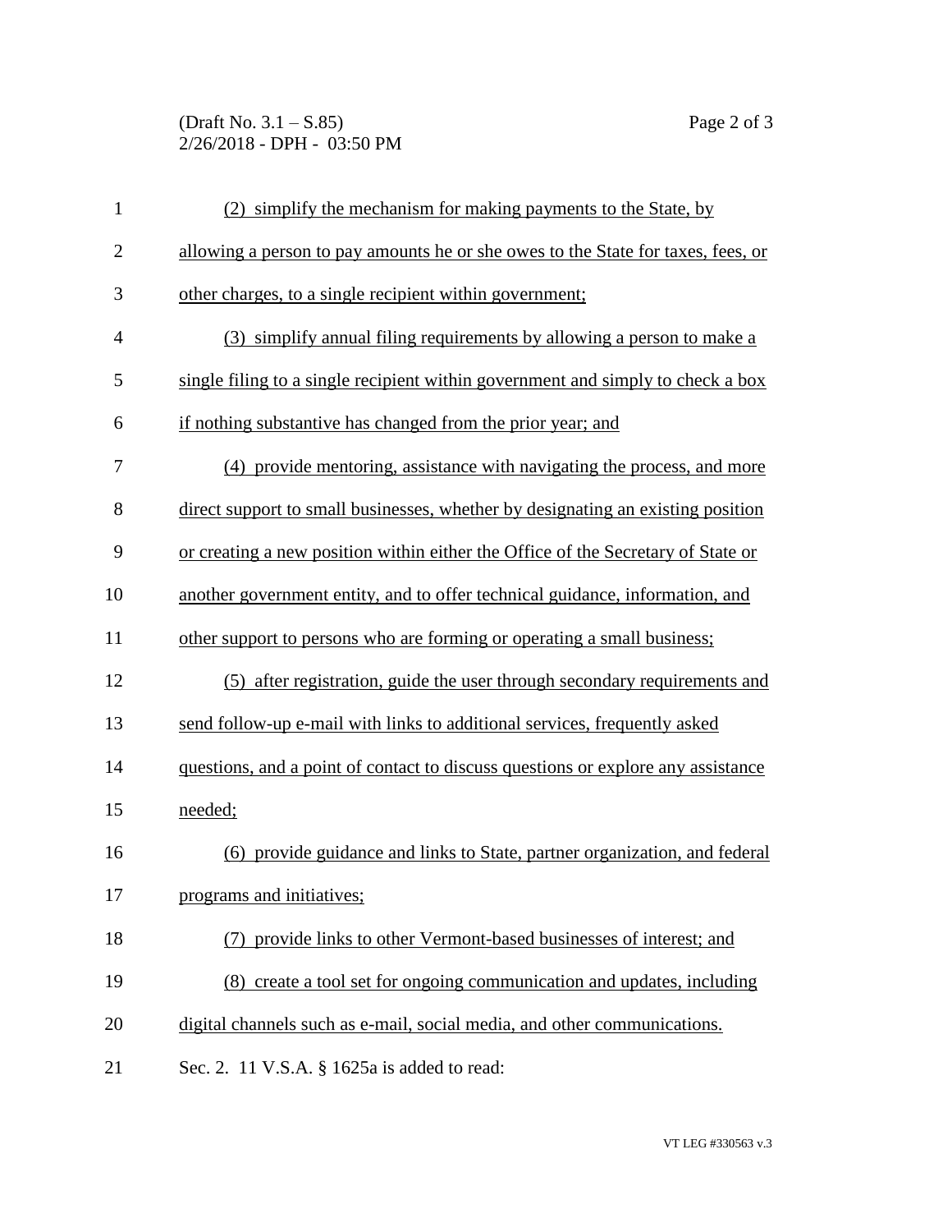(2) simplify the mechanism for making payments to the State, by allowing a person to pay amounts he or she owes to the State for taxes, fees, or other charges, to a single recipient within government;

(3) simplify annual filing requirements by allowing a person to make a single filing to a single recipient within government and simply to check a box if nothing substantive has changed from the prior year; and

(4) provide mentoring, assistance with navigating the process, and more direct support to small businesses, whether by designating an existing position or creating a new position within either the Office of the Secretary of State or another government entity, and to offer technical guidance, information, and other support to persons who are forming or operating a small business;

(5) after registration, guide the user through secondary requirements and send follow-up e-mail with links to additional services, frequently asked questions, and a point of contact to discuss questions or explore any assistance needed;

(6) provide guidance and links to State, partner organization, and federal programs and initiatives;

(7) provide links to other Vermont-based businesses of interest; and

(8) create a tool set for ongoing communication and updates, including digital channels such as e-mail, social media, and other communications.

Sec. 2. 11 V.S.A. § 1625a is added to read: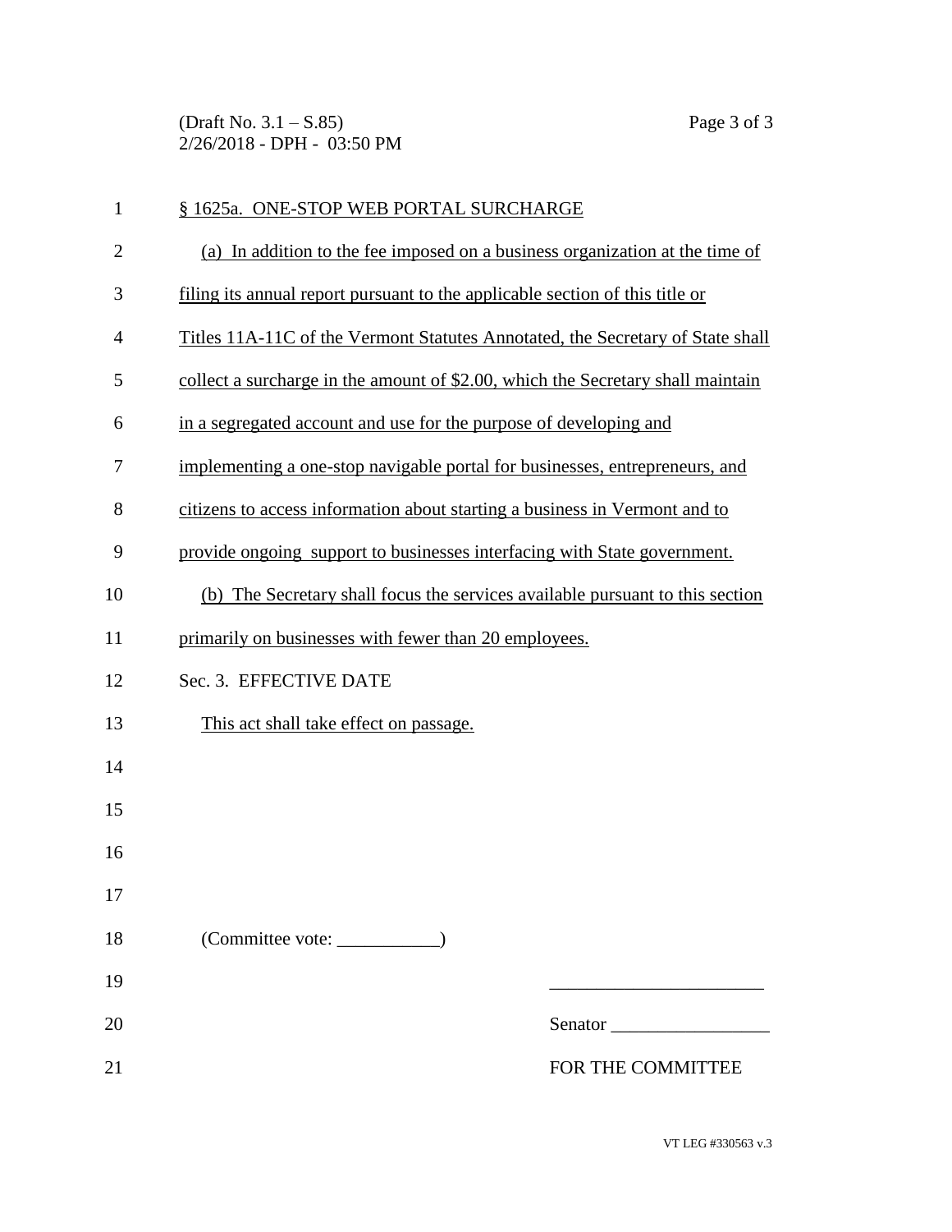§ 1625a. ONE-STOP WEB PORTAL SURCHARGE

(a) In addition to the fee imposed on a business organization at the time of filing its annual report pursuant to the applicable section of this title or Titles 11A-11C of the Vermont Statutes Annotated, the Secretary of State shall collect a surcharge in the amount of $2.00, which the Secretary shall maintain in a segregated account and use for the purpose of developing and implementing a one-stop navigable portal for businesses, entrepreneurs, and citizens to access information about starting a business in Vermont and to provide ongoing support to businesses interfacing with State government.

(b) The Secretary shall focus the services available pursuant to this section primarily on businesses with fewer than 20 employees.

Sec. 3. EFFECTIVE DATE

This act shall take effect on passage.

(Committee vote: ___________)

_______________________

Senator _________________

FOR THE COMMITTEE

VT LEG #330563 v.3